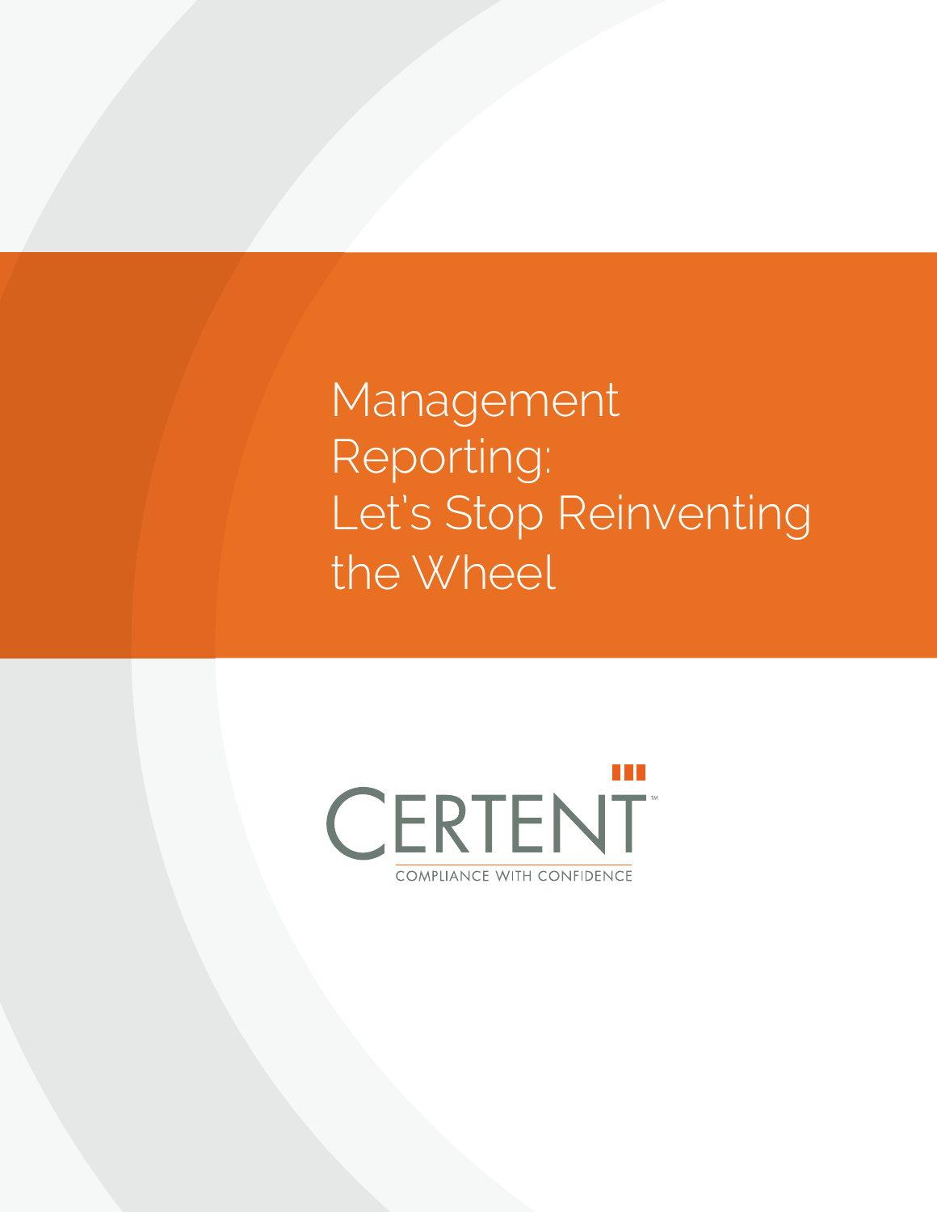# Management Reporting: Let's Stop Reinventing the Wheel

CERTENT™

COMPLIANCE WITH CONFIDENCE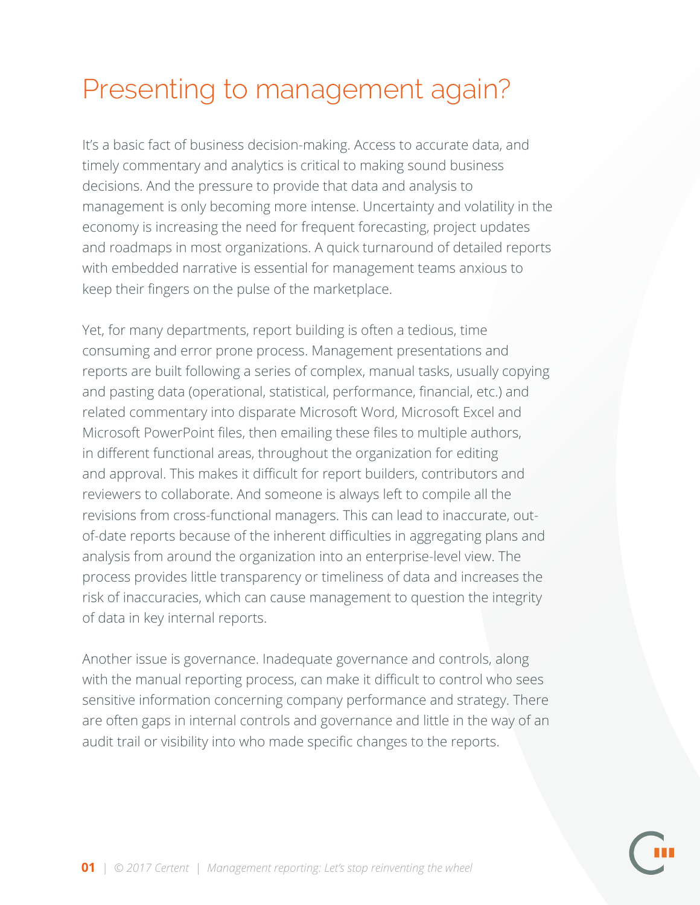# Presenting to management again?

It's a basic fact of business decision-making. Access to accurate data, and timely commentary and analytics is critical to making sound business decisions. And the pressure to provide that data and analysis to management is only becoming more intense. Uncertainty and volatility in the economy is increasing the need for frequent forecasting, project updates and roadmaps in most organizations. A quick turnaround of detailed reports with embedded narrative is essential for management teams anxious to keep their fingers on the pulse of the marketplace.

Yet, for many departments, report building is often a tedious, time consuming and error prone process. Management presentations and reports are built following a series of complex, manual tasks, usually copying and pasting data (operational, statistical, performance, financial, etc.) and related commentary into disparate Microsoft Word, Microsoft Excel and Microsoft PowerPoint files, then emailing these files to multiple authors, in different functional areas, throughout the organization for editing and approval. This makes it difficult for report builders, contributors and reviewers to collaborate. And someone is always left to compile all the revisions from cross-functional managers. This can lead to inaccurate, out-of-date reports because of the inherent difficulties in aggregating plans and analysis from around the organization into an enterprise-level view. The process provides little transparency or timeliness of data and increases the risk of inaccuracies, which can cause management to question the integrity of data in key internal reports.

Another issue is governance. Inadequate governance and controls, along with the manual reporting process, can make it difficult to control who sees sensitive information concerning company performance and strategy. There are often gaps in internal controls and governance and little in the way of an audit trail or visibility into who made specific changes to the reports.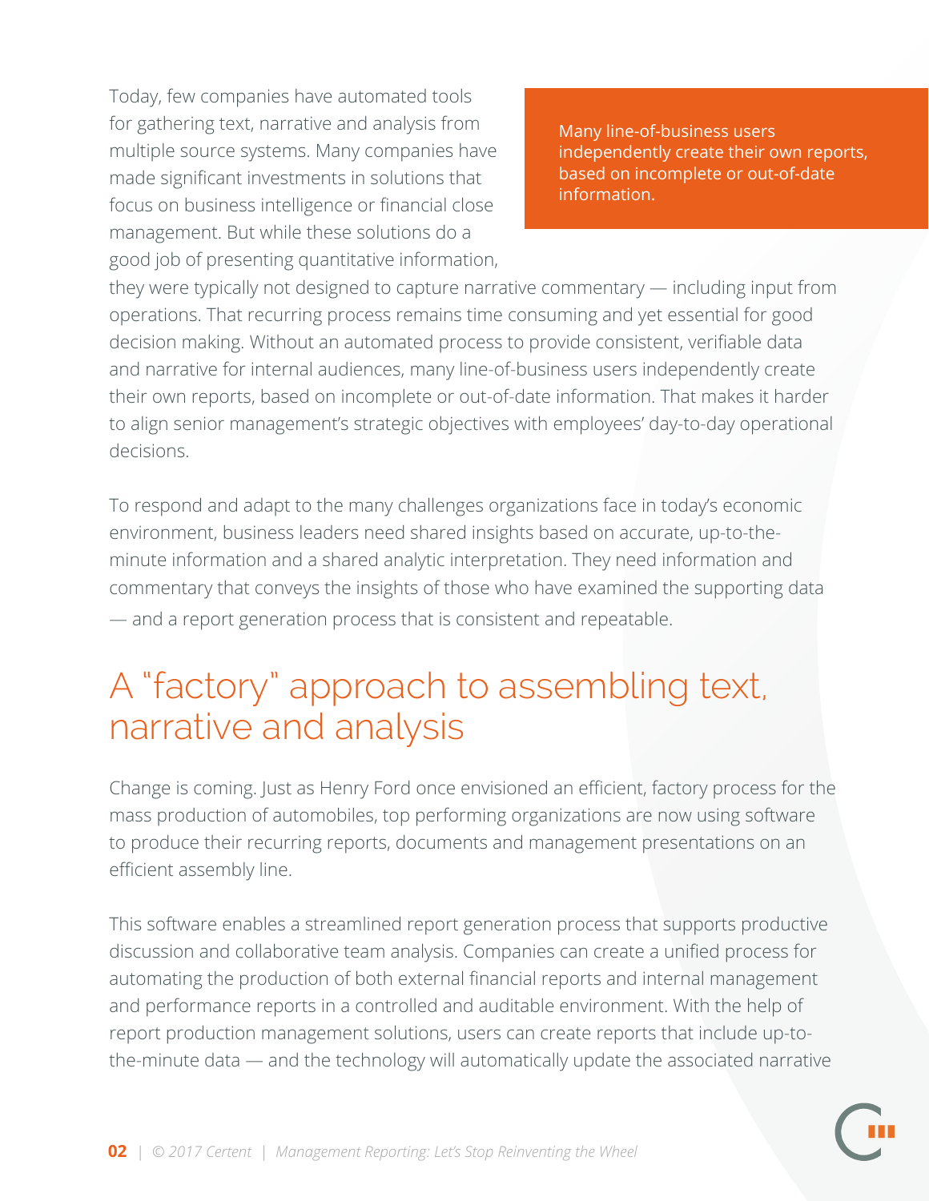Today, few companies have automated tools for gathering text, narrative and analysis from multiple source systems. Many companies have made significant investments in solutions that focus on business intelligence or financial close management. But while these solutions do a good job of presenting quantitative information, they were typically not designed to capture narrative commentary — including input from operations. That recurring process remains time consuming and yet essential for good decision making. Without an automated process to provide consistent, verifiable data and narrative for internal audiences, many line-of-business users independently create their own reports, based on incomplete or out-of-date information. That makes it harder to align senior management's strategic objectives with employees' day-to-day operational decisions.

> Many line-of-business users independently create their own reports, based on incomplete or out-of-date information.

To respond and adapt to the many challenges organizations face in today's economic environment, business leaders need shared insights based on accurate, up-to-the-minute information and a shared analytic interpretation. They need information and commentary that conveys the insights of those who have examined the supporting data — and a report generation process that is consistent and repeatable.

## A "factory" approach to assembling text, narrative and analysis

Change is coming. Just as Henry Ford once envisioned an efficient, factory process for the mass production of automobiles, top performing organizations are now using software to produce their recurring reports, documents and management presentations on an efficient assembly line.

This software enables a streamlined report generation process that supports productive discussion and collaborative team analysis. Companies can create a unified process for automating the production of both external financial reports and internal management and performance reports in a controlled and auditable environment. With the help of report production management solutions, users can create reports that include up-to-the-minute data — and the technology will automatically update the associated narrative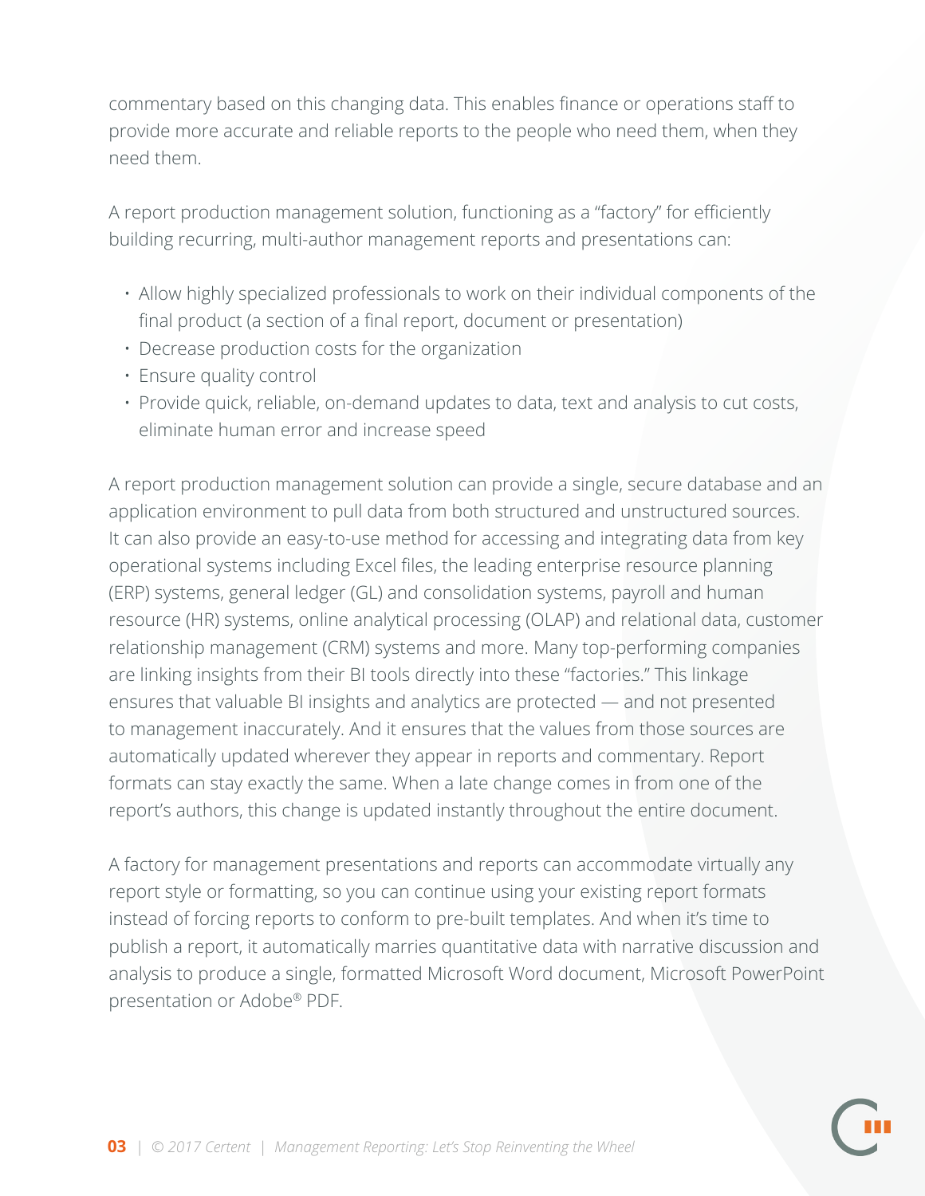commentary based on this changing data. This enables finance or operations staff to provide more accurate and reliable reports to the people who need them, when they need them.

A report production management solution, functioning as a "factory" for efficiently building recurring, multi-author management reports and presentations can:

- Allow highly specialized professionals to work on their individual components of the final product (a section of a final report, document or presentation)
- Decrease production costs for the organization
- Ensure quality control
- Provide quick, reliable, on-demand updates to data, text and analysis to cut costs, eliminate human error and increase speed

A report production management solution can provide a single, secure database and an application environment to pull data from both structured and unstructured sources. It can also provide an easy-to-use method for accessing and integrating data from key operational systems including Excel files, the leading enterprise resource planning (ERP) systems, general ledger (GL) and consolidation systems, payroll and human resource (HR) systems, online analytical processing (OLAP) and relational data, customer relationship management (CRM) systems and more. Many top-performing companies are linking insights from their BI tools directly into these "factories." This linkage ensures that valuable BI insights and analytics are protected — and not presented to management inaccurately. And it ensures that the values from those sources are automatically updated wherever they appear in reports and commentary. Report formats can stay exactly the same. When a late change comes in from one of the report's authors, this change is updated instantly throughout the entire document.

A factory for management presentations and reports can accommodate virtually any report style or formatting, so you can continue using your existing report formats instead of forcing reports to conform to pre-built templates. And when it's time to publish a report, it automatically marries quantitative data with narrative discussion and analysis to produce a single, formatted Microsoft Word document, Microsoft PowerPoint presentation or Adobe® PDF.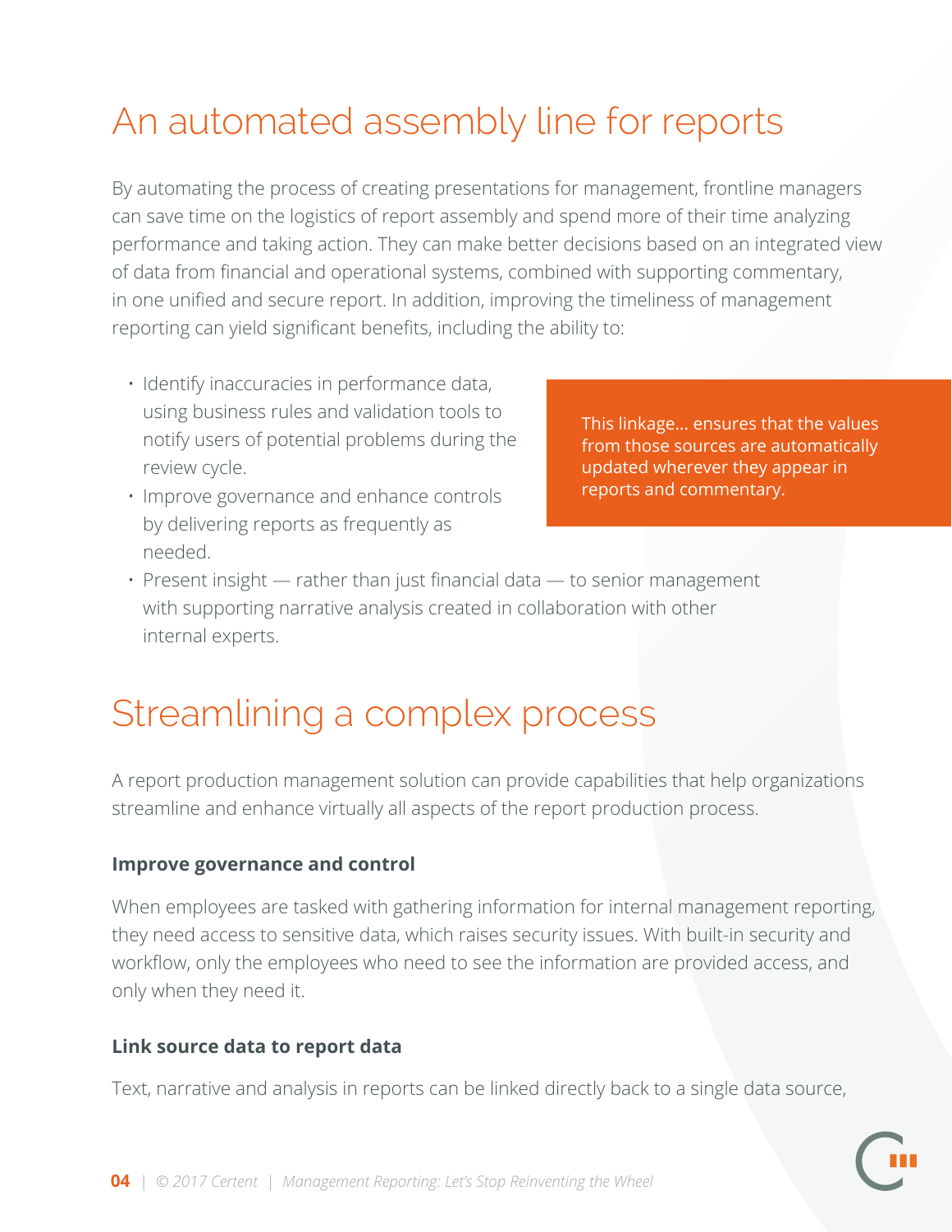# An automated assembly line for reports

By automating the process of creating presentations for management, frontline managers can save time on the logistics of report assembly and spend more of their time analyzing performance and taking action. They can make better decisions based on an integrated view of data from financial and operational systems, combined with supporting commentary, in one unified and secure report. In addition, improving the timeliness of management reporting can yield significant benefits, including the ability to:

- Identify inaccuracies in performance data, using business rules and validation tools to notify users of potential problems during the review cycle.
- Improve governance and enhance controls by delivering reports as frequently as needed.
- Present insight — rather than just financial data — to senior management with supporting narrative analysis created in collaboration with other internal experts.

> This linkage... ensures that the values from those sources are automatically updated wherever they appear in reports and commentary.

# Streamlining a complex process

A report production management solution can provide capabilities that help organizations streamline and enhance virtually all aspects of the report production process.

**Improve governance and control**

When employees are tasked with gathering information for internal management reporting, they need access to sensitive data, which raises security issues. With built-in security and workflow, only the employees who need to see the information are provided access, and only when they need it.

**Link source data to report data**

Text, narrative and analysis in reports can be linked directly back to a single data source,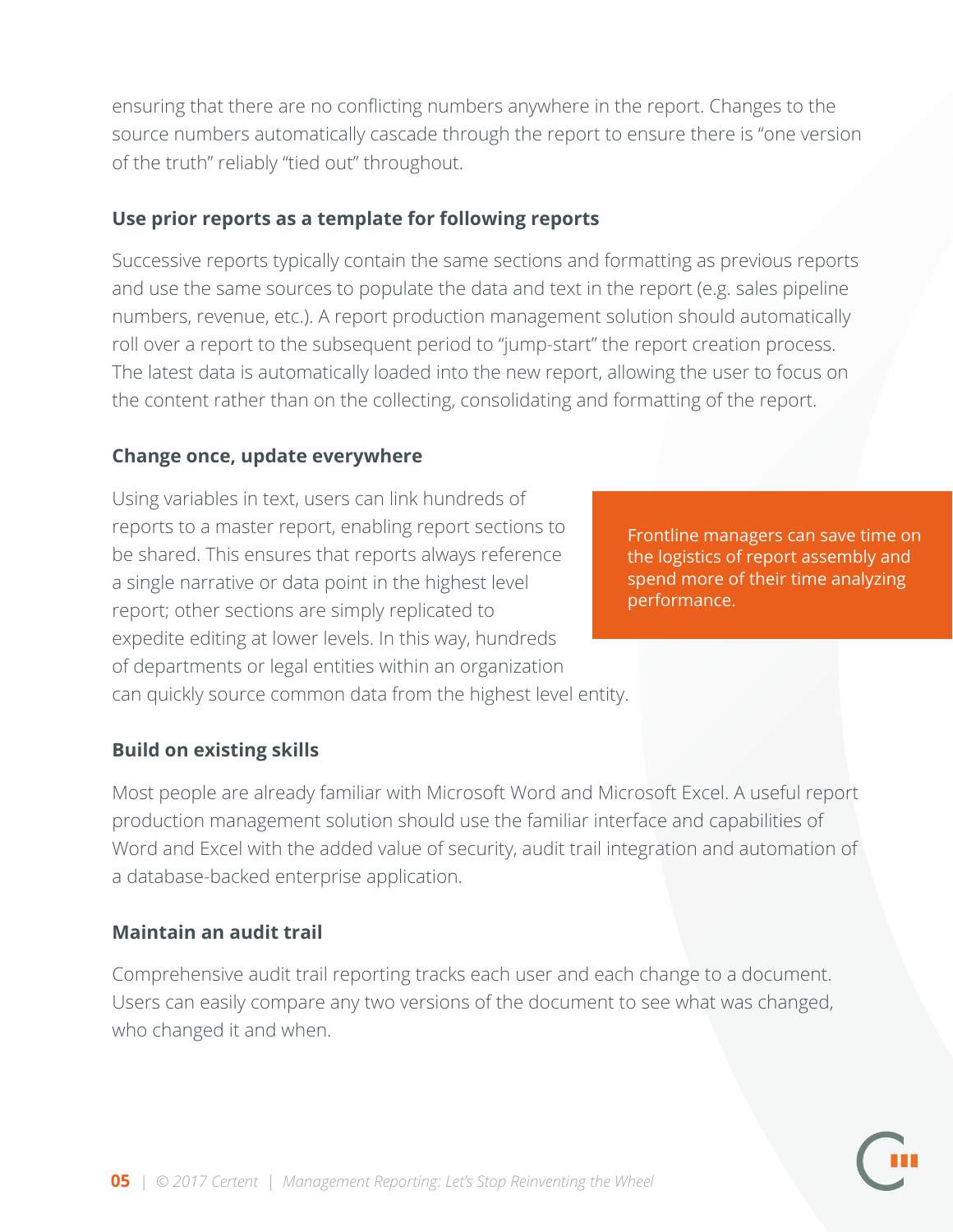ensuring that there are no conflicting numbers anywhere in the report. Changes to the source numbers automatically cascade through the report to ensure there is "one version of the truth" reliably "tied out" throughout.

### Use prior reports as a template for following reports

Successive reports typically contain the same sections and formatting as previous reports and use the same sources to populate the data and text in the report (e.g. sales pipeline numbers, revenue, etc.). A report production management solution should automatically roll over a report to the subsequent period to "jump-start" the report creation process. The latest data is automatically loaded into the new report, allowing the user to focus on the content rather than on the collecting, consolidating and formatting of the report.

### Change once, update everywhere

Using variables in text, users can link hundreds of reports to a master report, enabling report sections to be shared. This ensures that reports always reference a single narrative or data point in the highest level report; other sections are simply replicated to expedite editing at lower levels. In this way, hundreds of departments or legal entities within an organization can quickly source common data from the highest level entity.

> Frontline managers can save time on the logistics of report assembly and spend more of their time analyzing performance.

### Build on existing skills

Most people are already familiar with Microsoft Word and Microsoft Excel. A useful report production management solution should use the familiar interface and capabilities of Word and Excel with the added value of security, audit trail integration and automation of a database-backed enterprise application.

### Maintain an audit trail

Comprehensive audit trail reporting tracks each user and each change to a document. Users can easily compare any two versions of the document to see what was changed, who changed it and when.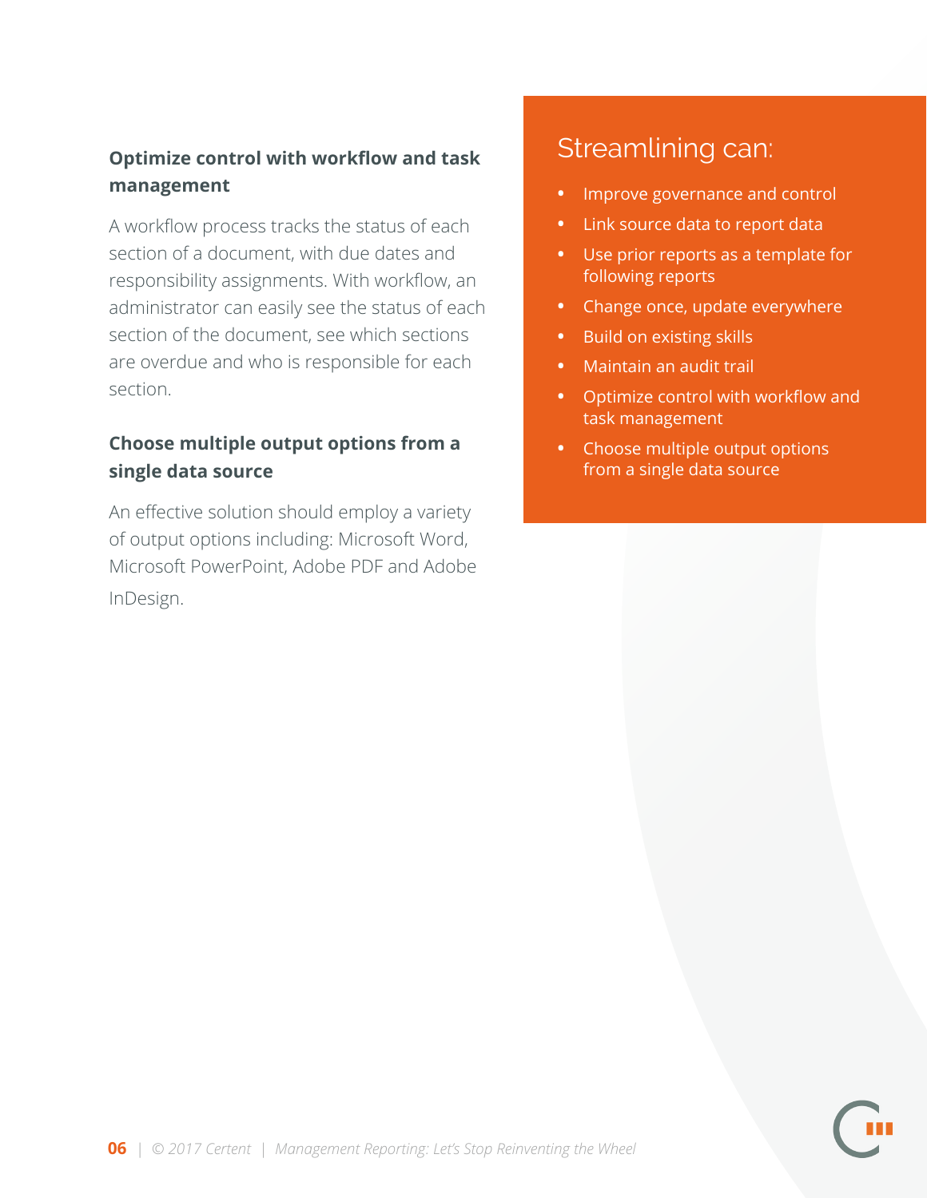### Optimize control with workflow and task management

A workflow process tracks the status of each section of a document, with due dates and responsibility assignments. With workflow, an administrator can easily see the status of each section of the document, see which sections are overdue and who is responsible for each section.

### Choose multiple output options from a single data source

An effective solution should employ a variety of output options including: Microsoft Word, Microsoft PowerPoint, Adobe PDF and Adobe InDesign.

## Streamlining can:

- Improve governance and control
- Link source data to report data
- Use prior reports as a template for following reports
- Change once, update everywhere
- Build on existing skills
- Maintain an audit trail
- Optimize control with workflow and task management
- Choose multiple output options from a single data source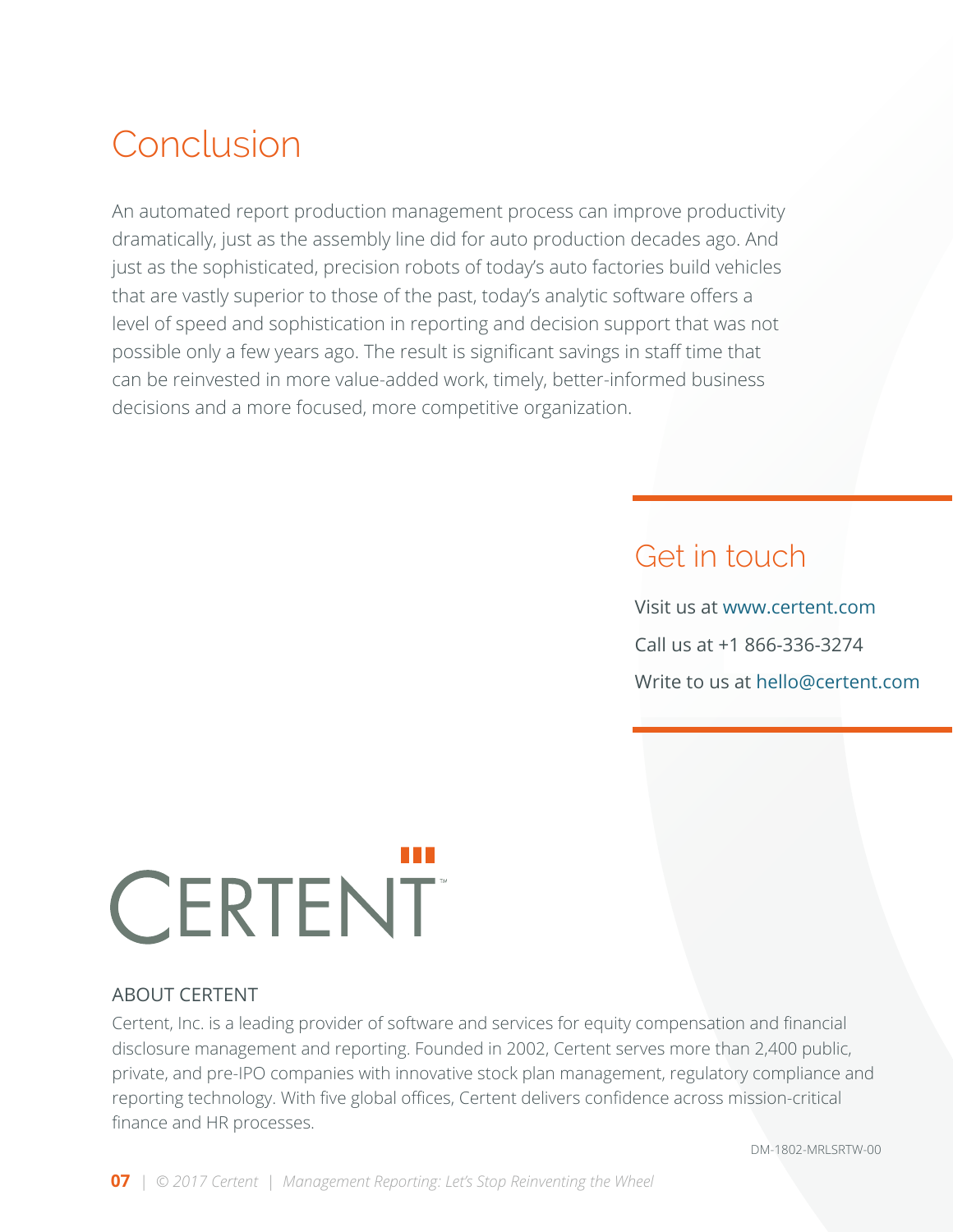# Conclusion

An automated report production management process can improve productivity dramatically, just as the assembly line did for auto production decades ago. And just as the sophisticated, precision robots of today's auto factories build vehicles that are vastly superior to those of the past, today's analytic software offers a level of speed and sophistication in reporting and decision support that was not possible only a few years ago. The result is significant savings in staff time that can be reinvested in more value-added work, timely, better-informed business decisions and a more focused, more competitive organization.

## Get in touch

Visit us at www.certent.com

Call us at +1 866-336-3274

Write to us at hello@certent.com

CERTENT™

ABOUT CERTENT

Certent, Inc. is a leading provider of software and services for equity compensation and financial disclosure management and reporting. Founded in 2002, Certent serves more than 2,400 public, private, and pre-IPO companies with innovative stock plan management, regulatory compliance and reporting technology. With five global offices, Certent delivers confidence across mission-critical finance and HR processes.

DM-1802-MRLSRTW-00